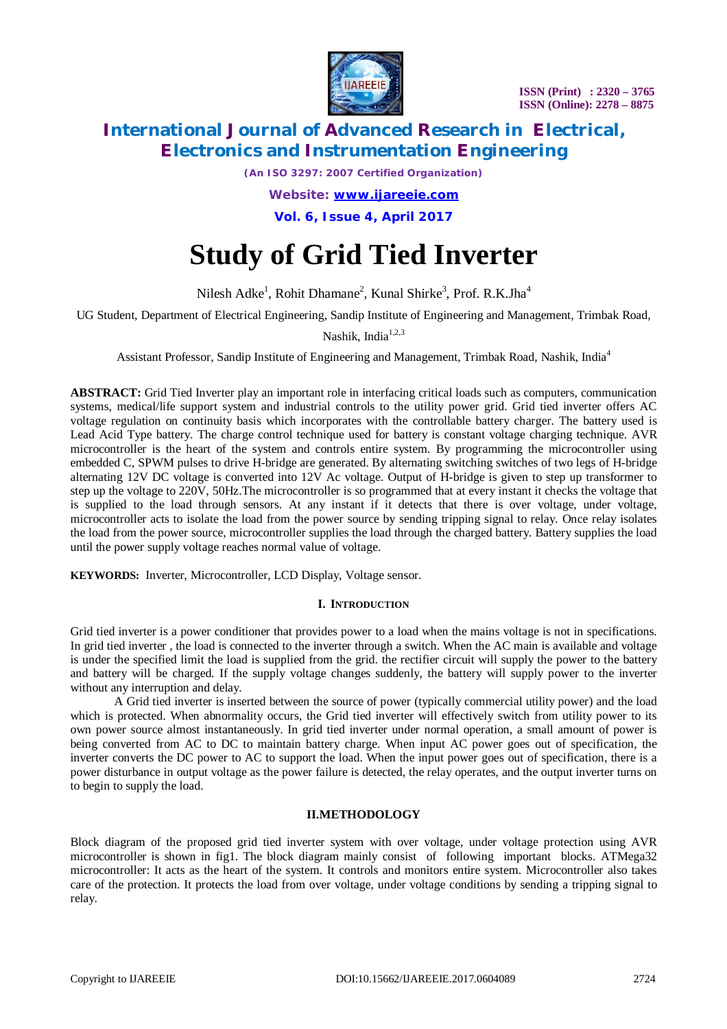# Study of Grid Tied Inverter

Nilesh Adke[1], Rohit Dhamane[2], Kunal Shirke[3], Prof. R.K.Jha[4]

UG Student, Department of Electrical Engineering, Sandip Institute of Engineering and Management, Trimbak Road, Nashik, India[1,2,3]

Assistant Professor, Sandip Institute of Engineering and Management, Trimbak Road, Nashik, India[4]

**ABSTRACT:** Grid Tied Inverter play an important role in interfacing critical loads such as computers, communication systems, medical/life support system and industrial controls to the utility power grid. Grid tied inverter offers AC voltage regulation on continuity basis which incorporates with the controllable battery charger. The battery used is Lead Acid Type battery. The charge control technique used for battery is constant voltage charging technique. AVR microcontroller is the heart of the system and controls entire system. By programming the microcontroller using embedded C, SPWM pulses to drive H-bridge are generated. By alternating switching switches of two legs of H-bridge alternating 12V DC voltage is converted into 12V Ac voltage. Output of H-bridge is given to step up transformer to step up the voltage to 220V, 50Hz.The microcontroller is so programmed that at every instant it checks the voltage that is supplied to the load through sensors. At any instant if it detects that there is over voltage, under voltage, microcontroller acts to isolate the load from the power source by sending tripping signal to relay. Once relay isolates the load from the power source, microcontroller supplies the load through the charged battery. Battery supplies the load until the power supply voltage reaches normal value of voltage.

**KEYWORDS:** Inverter, Microcontroller, LCD Display, Voltage sensor.

## I. INTRODUCTION

Grid tied inverter is a power conditioner that provides power to a load when the mains voltage is not in specifications. In grid tied inverter , the load is connected to the inverter through a switch. When the AC main is available and voltage is under the specified limit the load is supplied from the grid. the rectifier circuit will supply the power to the battery and battery will be charged. If the supply voltage changes suddenly, the battery will supply power to the inverter without any interruption and delay.

A Grid tied inverter is inserted between the source of power (typically commercial utility power) and the load which is protected. When abnormality occurs, the Grid tied inverter will effectively switch from utility power to its own power source almost instantaneously. In grid tied inverter under normal operation, a small amount of power is being converted from AC to DC to maintain battery charge. When input AC power goes out of specification, the inverter converts the DC power to AC to support the load. When the input power goes out of specification, there is a power disturbance in output voltage as the power failure is detected, the relay operates, and the output inverter turns on to begin to supply the load.

## II.METHODOLOGY

Block diagram of the proposed grid tied inverter system with over voltage, under voltage protection using AVR microcontroller is shown in fig1. The block diagram mainly consist of following important blocks. ATMega32 microcontroller: It acts as the heart of the system. It controls and monitors entire system. Microcontroller also takes care of the protection. It protects the load from over voltage, under voltage conditions by sending a tripping signal to relay.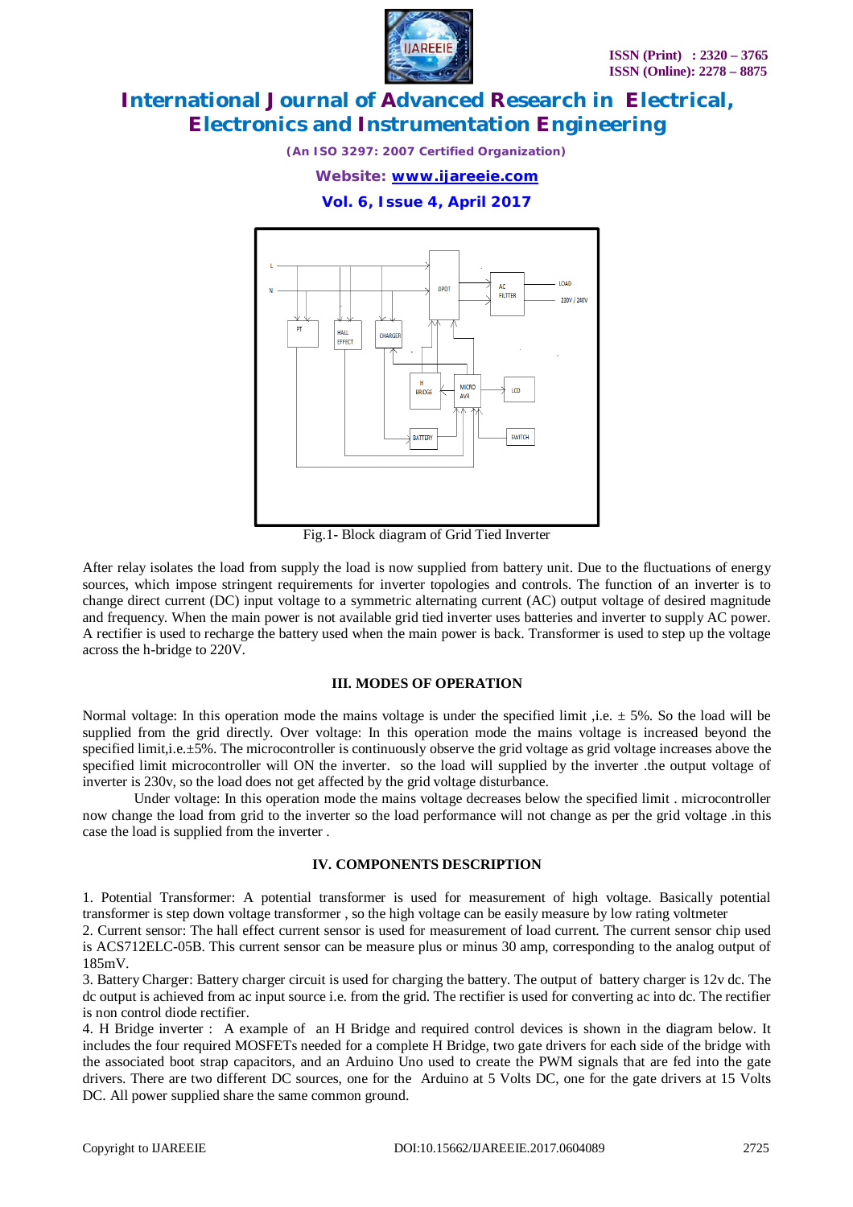Fig.1- Block diagram of Grid Tied Inverter

After relay isolates the load from supply the load is now supplied from battery unit. Due to the fluctuations of energy sources, which impose stringent requirements for inverter topologies and controls. The function of an inverter is to change direct current (DC) input voltage to a symmetric alternating current (AC) output voltage of desired magnitude and frequency. When the main power is not available grid tied inverter uses batteries and inverter to supply AC power. A rectifier is used to recharge the battery used when the main power is back. Transformer is used to step up the voltage across the h-bridge to 220V.

## III. MODES OF OPERATION

Normal voltage: In this operation mode the mains voltage is under the specified limit ,i.e. ± 5%. So the load will be supplied from the grid directly. Over voltage: In this operation mode the mains voltage is increased beyond the specified limit,i.e.±5%. The microcontroller is continuously observe the grid voltage as grid voltage increases above the specified limit microcontroller will ON the inverter. so the load will supplied by the inverter .the output voltage of inverter is 230v, so the load does not get affected by the grid voltage disturbance.

Under voltage: In this operation mode the mains voltage decreases below the specified limit . microcontroller now change the load from grid to the inverter so the load performance will not change as per the grid voltage .in this case the load is supplied from the inverter .

## IV. COMPONENTS DESCRIPTION

1. Potential Transformer: A potential transformer is used for measurement of high voltage. Basically potential transformer is step down voltage transformer , so the high voltage can be easily measure by low rating voltmeter
2. Current sensor: The hall effect current sensor is used for measurement of load current. The current sensor chip used is ACS712ELC-05B. This current sensor can be measure plus or minus 30 amp, corresponding to the analog output of 185mV.
3. Battery Charger: Battery charger circuit is used for charging the battery. The output of battery charger is 12v dc. The dc output is achieved from ac input source i.e. from the grid. The rectifier is used for converting ac into dc. The rectifier is non control diode rectifier.
4. H Bridge inverter : A example of an H Bridge and required control devices is shown in the diagram below. It includes the four required MOSFETs needed for a complete H Bridge, two gate drivers for each side of the bridge with the associated boot strap capacitors, and an Arduino Uno used to create the PWM signals that are fed into the gate drivers. There are two different DC sources, one for the Arduino at 5 Volts DC, one for the gate drivers at 15 Volts DC. All power supplied share the same common ground.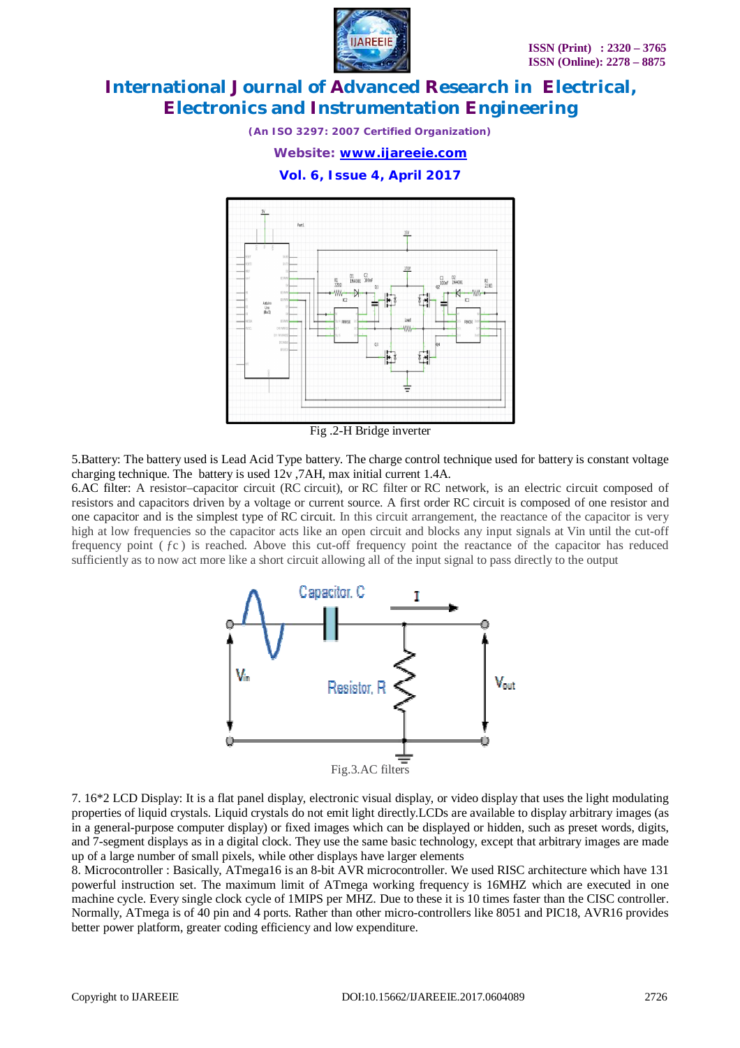Fig .2-H Bridge inverter

5.Battery: The battery used is Lead Acid Type battery. The charge control technique used for battery is constant voltage charging technique. The battery is used 12v ,7AH, max initial current 1.4A.

6.AC filter: A resistor–capacitor circuit (RC circuit), or RC filter or RC network, is an electric circuit composed of resistors and capacitors driven by a voltage or current source. A first order RC circuit is composed of one resistor and one capacitor and is the simplest type of RC circuit. In this circuit arrangement, the reactance of the capacitor is very high at low frequencies so the capacitor acts like an open circuit and blocks any input signals at Vin until the cut-off frequency point ( $fc$ ) is reached. Above this cut-off frequency point the reactance of the capacitor has reduced sufficiently as to now act more like a short circuit allowing all of the input signal to pass directly to the output

Fig.3.AC filters

7. 16*2 LCD Display: It is a flat panel display, electronic visual display, or video display that uses the light modulating properties of liquid crystals. Liquid crystals do not emit light directly.LCDs are available to display arbitrary images (as in a general-purpose computer display) or fixed images which can be displayed or hidden, such as preset words, digits, and 7-segment displays as in a digital clock. They use the same basic technology, except that arbitrary images are made up of a large number of small pixels, while other displays have larger elements

8. Microcontroller : Basically, ATmega16 is an 8-bit AVR microcontroller. We used RISC architecture which have 131 powerful instruction set. The maximum limit of ATmega working frequency is 16MHZ which are executed in one machine cycle. Every single clock cycle of 1MIPS per MHZ. Due to these it is 10 times faster than the CISC controller. Normally, ATmega is of 40 pin and 4 ports. Rather than other micro-controllers like 8051 and PIC18, AVR16 provides better power platform, greater coding efficiency and low expenditure.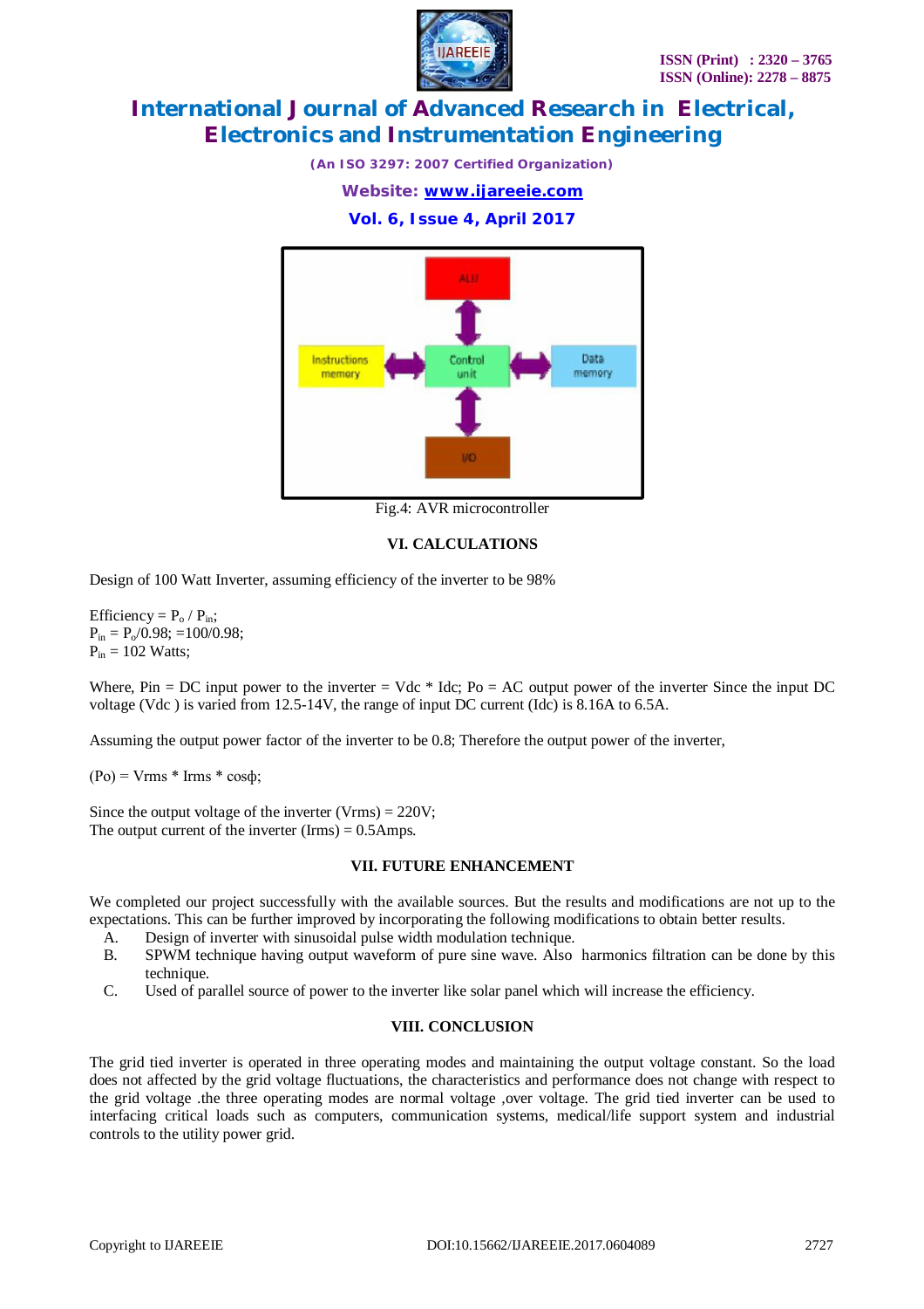Fig.4: AVR microcontroller

## VI. CALCULATIONS

Design of 100 Watt Inverter, assuming efficiency of the inverter to be 98%

Efficiency = $P_o$ / $P_{in}$;
$P_{in}$ = $P_o$/0.98; =100/0.98;
$P_{in}$ = 102 Watts;

Where, Pin = DC input power to the inverter = Vdc * Idc; Po = AC output power of the inverter Since the input DC voltage (Vdc ) is varied from 12.5-14V, the range of input DC current (Idc) is 8.16A to 6.5A.

Assuming the output power factor of the inverter to be 0.8; Therefore the output power of the inverter,

(Po) = Vrms * Irms * cosϕ;

Since the output voltage of the inverter (Vrms) = 220V;
The output current of the inverter (Irms) = 0.5Amps.

## VII. FUTURE ENHANCEMENT

We completed our project successfully with the available sources. But the results and modifications are not up to the expectations. This can be further improved by incorporating the following modifications to obtain better results.

A. Design of inverter with sinusoidal pulse width modulation technique.
B. SPWM technique having output waveform of pure sine wave. Also harmonics filtration can be done by this technique.
C. Used of parallel source of power to the inverter like solar panel which will increase the efficiency.

## VIII. CONCLUSION

The grid tied inverter is operated in three operating modes and maintaining the output voltage constant. So the load does not affected by the grid voltage fluctuations, the characteristics and performance does not change with respect to the grid voltage .the three operating modes are normal voltage ,over voltage. The grid tied inverter can be used to interfacing critical loads such as computers, communication systems, medical/life support system and industrial controls to the utility power grid.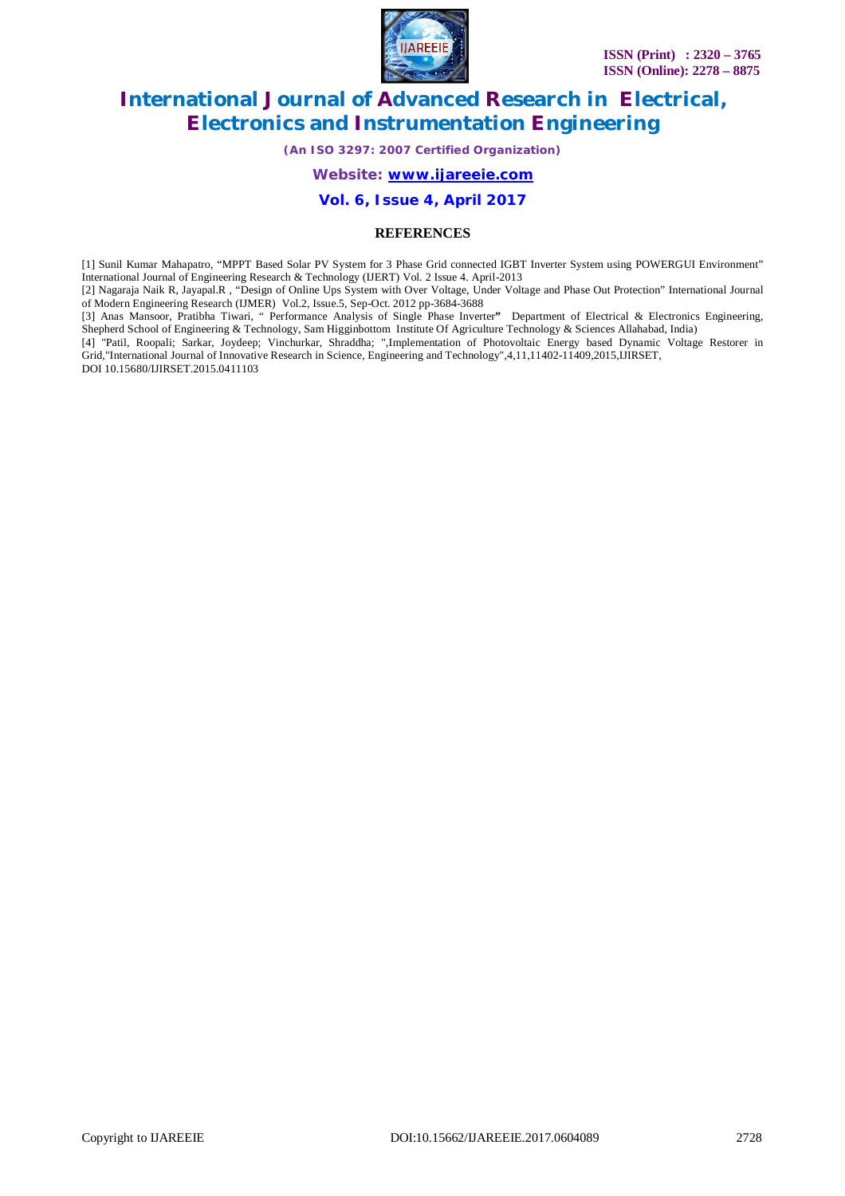## REFERENCES

[1] Sunil Kumar Mahapatro, "MPPT Based Solar PV System for 3 Phase Grid connected IGBT Inverter System using POWERGUI Environment" International Journal of Engineering Research & Technology (IJERT) Vol. 2 Issue 4. April-2013

[2] Nagaraja Naik R, Jayapal.R , "Design of Online Ups System with Over Voltage, Under Voltage and Phase Out Protection" International Journal of Modern Engineering Research (IJMER) Vol.2, Issue.5, Sep-Oct. 2012 pp-3684-3688

[3] Anas Mansoor, Pratibha Tiwari, " Performance Analysis of Single Phase Inverter" Department of Electrical & Electronics Engineering, Shepherd School of Engineering & Technology, Sam Higginbottom Institute Of Agriculture Technology & Sciences Allahabad, India)

[4] "Patil, Roopali; Sarkar, Joydeep; Vinchurkar, Shraddha; ",Implementation of Photovoltaic Energy based Dynamic Voltage Restorer in Grid,"International Journal of Innovative Research in Science, Engineering and Technology",4,11,11402-11409,2015,IJIRSET, DOI 10.15680/IJIRSET.2015.0411103